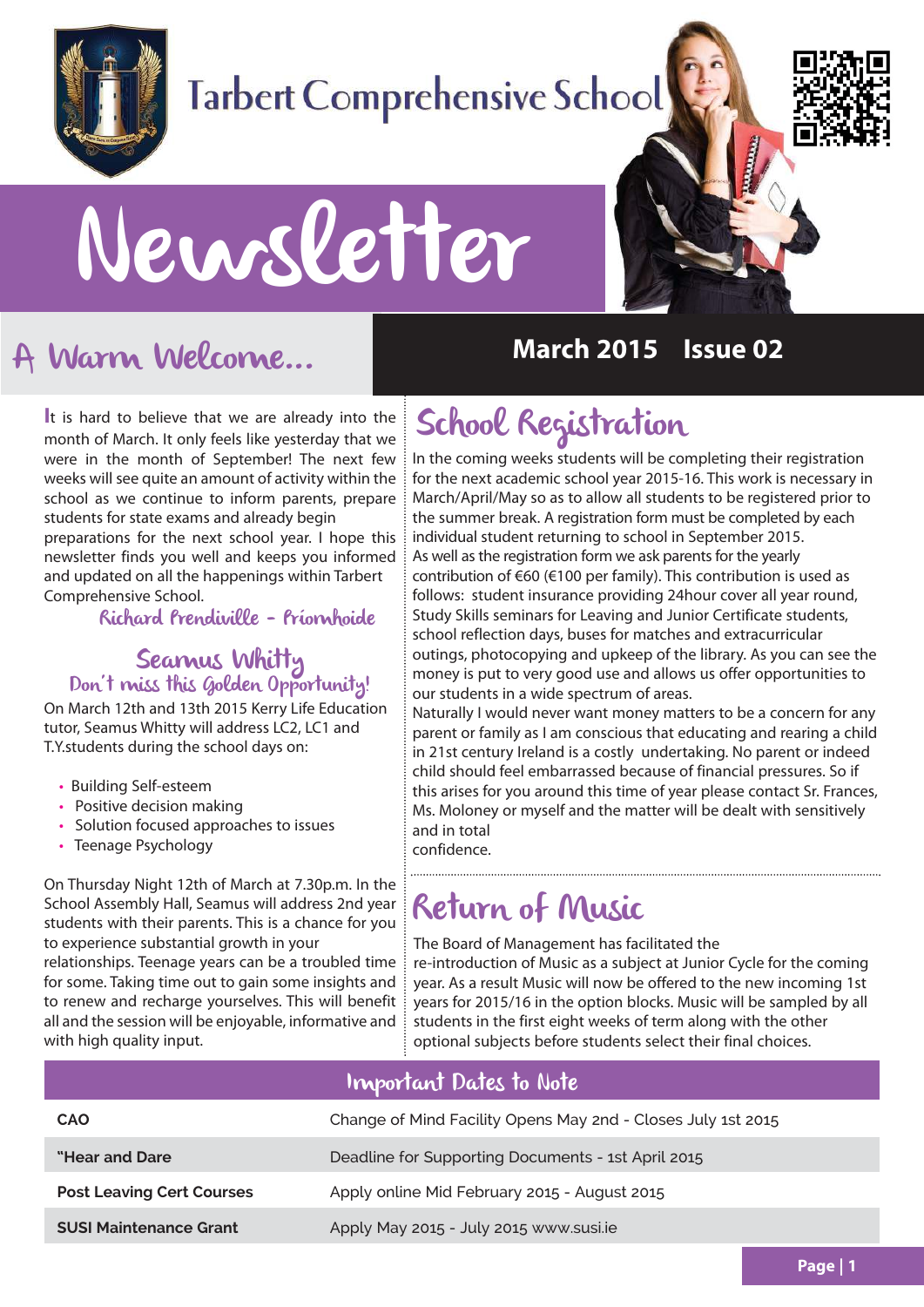# Tarbert Comprehensive School

# Newsletter

## A Warm Welcome...

**March 2015 Issue 02**

It is hard to believe that we are already into the month of March. It only feels like yesterday that we were in the month of September! The next few weeks will see quite an amount of activity within the school as we continue to inform parents, prepare students for state exams and already begin preparations for the next school year. I hope this newsletter finds you well and keeps you informed and updated on all the happenings within Tarbert Comprehensive School.

*Richard Prendiville - Príomhoide*

## Seamus Whitty

### Don't miss this Golden Opportunity!

On March 12th and 13th 2015 Kerry Life Education tutor, Seamus Whitty will address LC2, LC1 and T.Y.students during the school days on:

- Building Self-esteem
- Positive decision making
- Solution focused approaches to issues
- Teenage Psychology

On Thursday Night 12th of March at 7.30p.m. In the School Assembly Hall, Seamus will address 2nd year students with their parents. This is a chance for you to experience substantial growth in your relationships. Teenage years can be a troubled time for some. Taking time out to gain some insights and to renew and recharge yourselves. This will benefit all and the session will be enjoyable, informative and with high quality input.

## School Registration

In the coming weeks students will be completing their registration for the next academic school year 2015-16. This work is necessary in March/April/May so as to allow all students to be registered prior to the summer break. A registration form must be completed by each individual student returning to school in September 2015.
As well as the registration form we ask parents for the yearly contribution of €60 (€100 per family). This contribution is used as follows: student insurance providing 24hour cover all year round, Study Skills seminars for Leaving and Junior Certificate students, school reflection days, buses for matches and extracurricular outings, photocopying and upkeep of the library. As you can see the money is put to very good use and allows us offer opportunities to our students in a wide spectrum of areas.
Naturally I would never want money matters to be a concern for any parent or family as I am conscious that educating and rearing a child in 21st century Ireland is a costly undertaking. No parent or indeed child should feel embarrassed because of financial pressures. So if this arises for you around this time of year please contact Sr. Frances, Ms. Moloney or myself and the matter will be dealt with sensitively and in total confidence.

## Return of Music

The Board of Management has facilitated the re-introduction of Music as a subject at Junior Cycle for the coming year. As a result Music will now be offered to the new incoming 1st years for 2015/16 in the option blocks. Music will be sampled by all students in the first eight weeks of term along with the other optional subjects before students select their final choices.

## Important Dates to Note

| | |
|---|---|
| **CAO** | Change of Mind Facility Opens May 2nd - Closes July 1st 2015 |
| **"Hear and Dare** | Deadline for Supporting Documents - 1st April 2015 |
| **Post Leaving Cert Courses** | Apply online Mid February 2015 - August 2015 |
| **SUSI Maintenance Grant** | Apply May 2015 - July 2015 www.susi.ie |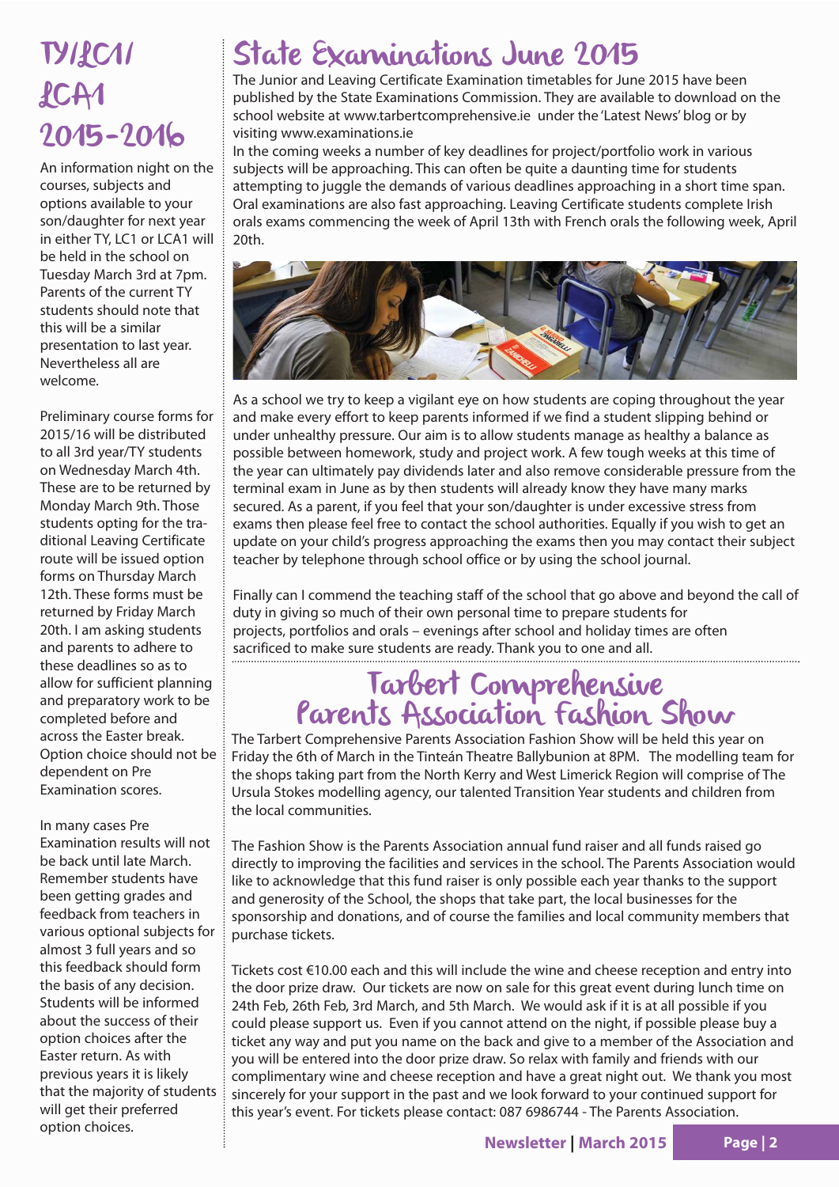# TY/LCA1/ LCA1 2015-2016

An information night on the courses, subjects and options available to your son/daughter for next year in either TY, LC1 or LCA1 will be held in the school on Tuesday March 3rd at 7pm. Parents of the current TY students should note that this will be a similar presentation to last year. Nevertheless all are welcome.

Preliminary course forms for 2015/16 will be distributed to all 3rd year/TY students on Wednesday March 4th. These are to be returned by Monday March 9th. Those students opting for the traditional Leaving Certificate route will be issued option forms on Thursday March 12th. These forms must be returned by Friday March 20th. I am asking students and parents to adhere to these deadlines so as to allow for sufficient planning and preparatory work to be completed before and across the Easter break. Option choice should not be dependent on Pre Examination scores.

In many cases Pre Examination results will not be back until late March. Remember students have been getting grades and feedback from teachers in various optional subjects for almost 3 full years and so this feedback should form the basis of any decision. Students will be informed about the success of their option choices after the Easter return. As with previous years it is likely that the majority of students will get their preferred option choices.

# State Examinations June 2015

The Junior and Leaving Certificate Examination timetables for June 2015 have been published by the State Examinations Commission. They are available to download on the school website at www.tarbertcomprehensive.ie under the 'Latest News' blog or by visiting www.examinations.ie

In the coming weeks a number of key deadlines for project/portfolio work in various subjects will be approaching. This can often be quite a daunting time for students attempting to juggle the demands of various deadlines approaching in a short time span. Oral examinations are also fast approaching. Leaving Certificate students complete Irish orals exams commencing the week of April 13th with French orals the following week, April 20th.

As a school we try to keep a vigilant eye on how students are coping throughout the year and make every effort to keep parents informed if we find a student slipping behind or under unhealthy pressure. Our aim is to allow students manage as healthy a balance as possible between homework, study and project work. A few tough weeks at this time of the year can ultimately pay dividends later and also remove considerable pressure from the terminal exam in June as by then students will already know they have many marks secured. As a parent, if you feel that your son/daughter is under excessive stress from exams then please feel free to contact the school authorities. Equally if you wish to get an update on your child's progress approaching the exams then you may contact their subject teacher by telephone through school office or by using the school journal.

Finally can I commend the teaching staff of the school that go above and beyond the call of duty in giving so much of their own personal time to prepare students for projects, portfolios and orals – evenings after school and holiday times are often sacrificed to make sure students are ready. Thank you to one and all.

# Tarbert Comprehensive Parents Association Fashion Show

The Tarbert Comprehensive Parents Association Fashion Show will be held this year on Friday the 6th of March in the Tinteán Theatre Ballybunion at 8PM. The modelling team for the shops taking part from the North Kerry and West Limerick Region will comprise of The Ursula Stokes modelling agency, our talented Transition Year students and children from the local communities.

The Fashion Show is the Parents Association annual fund raiser and all funds raised go directly to improving the facilities and services in the school. The Parents Association would like to acknowledge that this fund raiser is only possible each year thanks to the support and generosity of the School, the shops that take part, the local businesses for the sponsorship and donations, and of course the families and local community members that purchase tickets.

Tickets cost €10.00 each and this will include the wine and cheese reception and entry into the door prize draw. Our tickets are now on sale for this great event during lunch time on 24th Feb, 26th Feb, 3rd March, and 5th March. We would ask if it is at all possible if you could please support us. Even if you cannot attend on the night, if possible please buy a ticket any way and put you name on the back and give to a member of the Association and you will be entered into the door prize draw. So relax with family and friends with our complimentary wine and cheese reception and have a great night out. We thank you most sincerely for your support in the past and we look forward to your continued support for this year's event. For tickets please contact: 087 6986744 - The Parents Association.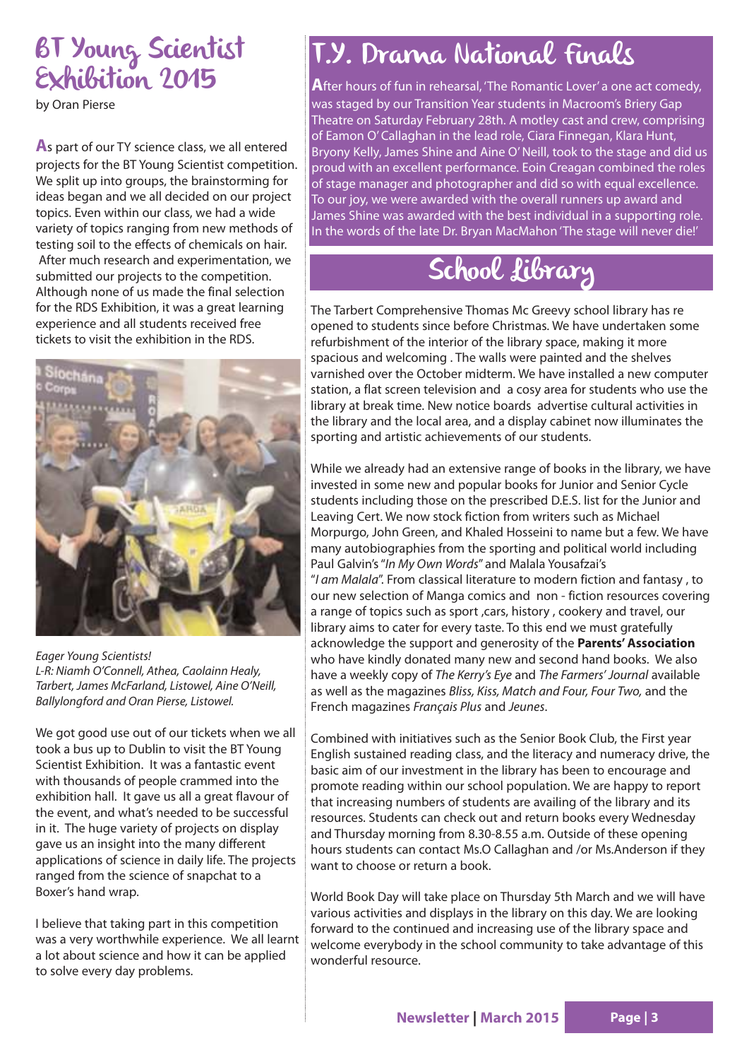## BT Young Scientist Exhibition 2015

by Oran Pierse

As part of our TY science class, we all entered projects for the BT Young Scientist competition. We split up into groups, the brainstorming for ideas began and we all decided on our project topics. Even within our class, we had a wide variety of topics ranging from new methods of testing soil to the effects of chemicals on hair. After much research and experimentation, we submitted our projects to the competition. Although none of us made the final selection for the RDS Exhibition, it was a great learning experience and all students received free tickets to visit the exhibition in the RDS.

*Eager Young Scientists!*
*L-R: Niamh O'Connell, Athea, Caolainn Healy, Tarbert, James McFarland, Listowel, Aine O'Neill, Ballylongford and Oran Pierse, Listowel.*

We got good use out of our tickets when we all took a bus up to Dublin to visit the BT Young Scientist Exhibition. It was a fantastic event with thousands of people crammed into the exhibition hall. It gave us all a great flavour of the event, and what's needed to be successful in it. The huge variety of projects on display gave us an insight into the many different applications of science in daily life. The projects ranged from the science of snapchat to a Boxer's hand wrap.

I believe that taking part in this competition was a very worthwhile experience. We all learnt a lot about science and how it can be applied to solve every day problems.

## T.Y. Drama National Finals

After hours of fun in rehearsal, 'The Romantic Lover' a one act comedy, was staged by our Transition Year students in Macroom's Briery Gap Theatre on Saturday February 28th. A motley cast and crew, comprising of Eamon O' Callaghan in the lead role, Ciara Finnegan, Klara Hunt, Bryony Kelly, James Shine and Aine O' Neill, took to the stage and did us proud with an excellent performance. Eoin Creagan combined the roles of stage manager and photographer and did so with equal excellence. To our joy, we were awarded with the overall runners up award and James Shine was awarded with the best individual in a supporting role. In the words of the late Dr. Bryan MacMahon 'The stage will never die!'

## School Library

The Tarbert Comprehensive Thomas Mc Greevy school library has re opened to students since before Christmas. We have undertaken some refurbishment of the interior of the library space, making it more spacious and welcoming . The walls were painted and the shelves varnished over the October midterm. We have installed a new computer station, a flat screen television and a cosy area for students who use the library at break time. New notice boards advertise cultural activities in the library and the local area, and a display cabinet now illuminates the sporting and artistic achievements of our students.

While we already had an extensive range of books in the library, we have invested in some new and popular books for Junior and Senior Cycle students including those on the prescribed D.E.S. list for the Junior and Leaving Cert. We now stock fiction from writers such as Michael Morpurgo, John Green, and Khaled Hosseini to name but a few. We have many autobiographies from the sporting and political world including Paul Galvin's "*In My Own Words*" and Malala Yousafzai's "*I am Malala*". From classical literature to modern fiction and fantasy , to our new selection of Manga comics and non - fiction resources covering a range of topics such as sport ,cars, history , cookery and travel, our library aims to cater for every taste. To this end we must gratefully acknowledge the support and generosity of the **Parents' Association** who have kindly donated many new and second hand books. We also have a weekly copy of *The Kerry's Eye* and *The Farmers' Journal* available as well as the magazines *Bliss, Kiss, Match and Four, Four Two,* and the French magazines *Français Plus* and *Jeunes*.

Combined with initiatives such as the Senior Book Club, the First year English sustained reading class, and the literacy and numeracy drive, the basic aim of our investment in the library has been to encourage and promote reading within our school population. We are happy to report that increasing numbers of students are availing of the library and its resources. Students can check out and return books every Wednesday and Thursday morning from 8.30-8.55 a.m. Outside of these opening hours students can contact Ms.O Callaghan and /or Ms.Anderson if they want to choose or return a book.

World Book Day will take place on Thursday 5th March and we will have various activities and displays in the library on this day. We are looking forward to the continued and increasing use of the library space and welcome everybody in the school community to take advantage of this wonderful resource.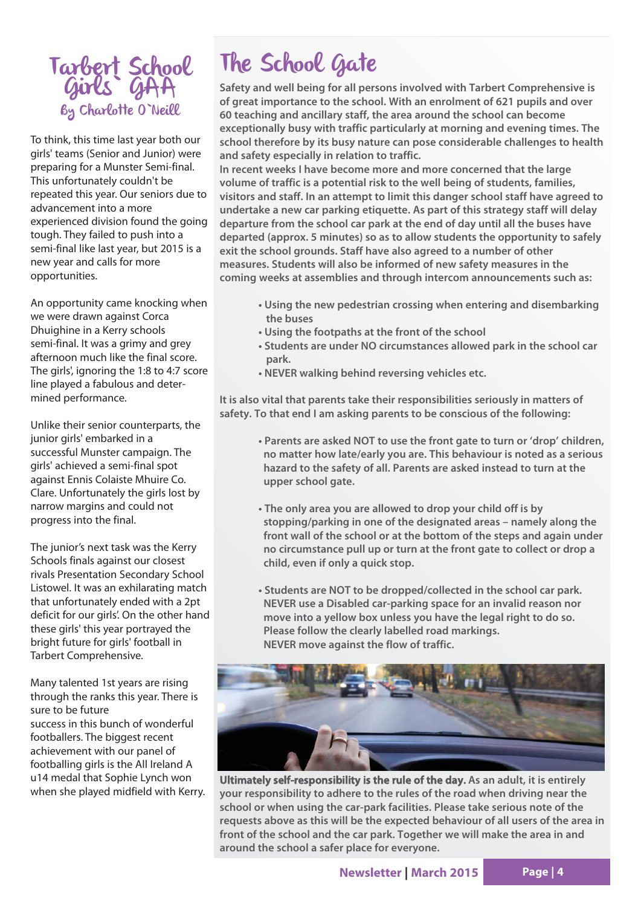# Tarbert School Girls' GAA

### By Charlotte O'Neill

To think, this time last year both our girls' teams (Senior and Junior) were preparing for a Munster Semi-final. This unfortunately couldn't be repeated this year. Our seniors due to advancement into a more experienced division found the going tough. They failed to push into a semi-final like last year, but 2015 is a new year and calls for more opportunities.

An opportunity came knocking when we were drawn against Corca Dhuighine in a Kerry schools semi-final. It was a grimy and grey afternoon much like the final score. The girls', ignoring the 1:8 to 4:7 score line played a fabulous and determined performance.

Unlike their senior counterparts, the junior girls' embarked in a successful Munster campaign. The girls' achieved a semi-final spot against Ennis Colaiste Mhuire Co. Clare. Unfortunately the girls lost by narrow margins and could not progress into the final.

The junior's next task was the Kerry Schools finals against our closest rivals Presentation Secondary School Listowel. It was an exhilarating match that unfortunately ended with a 2pt deficit for our girls'. On the other hand these girls' this year portrayed the bright future for girls' football in Tarbert Comprehensive.

Many talented 1st years are rising through the ranks this year. There is sure to be future success in this bunch of wonderful footballers. The biggest recent achievement with our panel of footballing girls is the All Ireland A u14 medal that Sophie Lynch won when she played midfield with Kerry.

# The School Gate

**Safety and well being for all persons involved with Tarbert Comprehensive is of great importance to the school. With an enrolment of 621 pupils and over 60 teaching and ancillary staff, the area around the school can become exceptionally busy with traffic particularly at morning and evening times. The school therefore by its busy nature can pose considerable challenges to health and safety especially in relation to traffic.**

**In recent weeks I have become more and more concerned that the large volume of traffic is a potential risk to the well being of students, families, visitors and staff. In an attempt to limit this danger school staff have agreed to undertake a new car parking etiquette. As part of this strategy staff will delay departure from the school car park at the end of day until all the buses have departed (approx. 5 minutes) so as to allow students the opportunity to safely exit the school grounds. Staff have also agreed to a number of other measures. Students will also be informed of new safety measures in the coming weeks at assemblies and through intercom announcements such as:**

- **Using the new pedestrian crossing when entering and disembarking the buses**
- **Using the footpaths at the front of the school**
- **Students are under NO circumstances allowed park in the school car park.**
- **NEVER walking behind reversing vehicles etc.**

**It is also vital that parents take their responsibilities seriously in matters of safety. To that end I am asking parents to be conscious of the following:**

- **Parents are asked NOT to use the front gate to turn or 'drop' children, no matter how late/early you are. This behaviour is noted as a serious hazard to the safety of all. Parents are asked instead to turn at the upper school gate.**

- **The only area you are allowed to drop your child off is by stopping/parking in one of the designated areas – namely along the front wall of the school or at the bottom of the steps and again under no circumstance pull up or turn at the front gate to collect or drop a child, even if only a quick stop.**

- **Students are NOT to be dropped/collected in the school car park. NEVER use a Disabled car-parking space for an invalid reason nor move into a yellow box unless you have the legal right to do so. Please follow the clearly labelled road markings. NEVER move against the flow of traffic.**

**Ultimately self-responsibility is the rule of the day. As an adult, it is entirely your responsibility to adhere to the rules of the road when driving near the school or when using the car-park facilities. Please take serious note of the requests above as this will be the expected behaviour of all users of the area in front of the school and the car park. Together we will make the area in and around the school a safer place for everyone.**